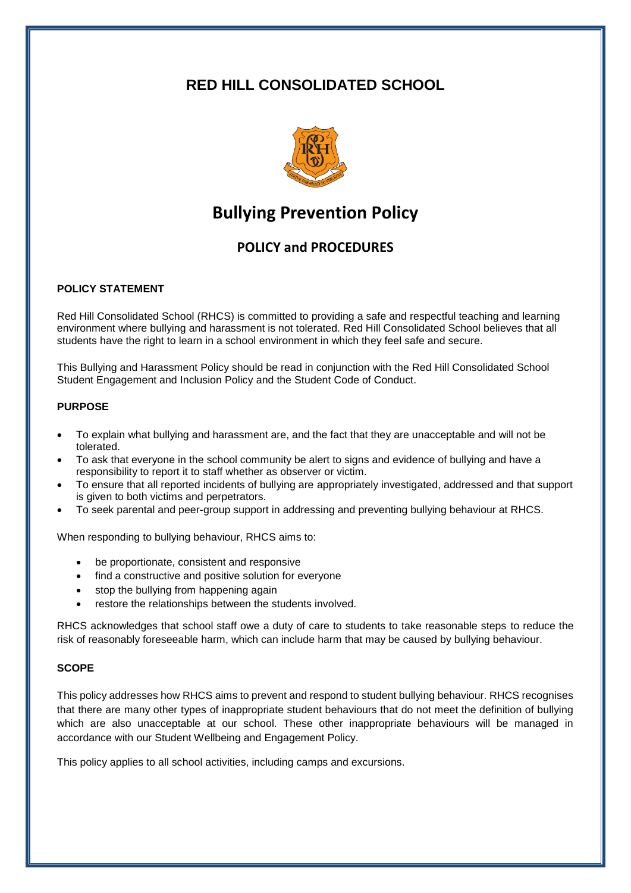# RED HILL CONSOLIDATED SCHOOL

# Bullying Prevention Policy

## POLICY and PROCEDURES

### POLICY STATEMENT

Red Hill Consolidated School (RHCS) is committed to providing a safe and respectful teaching and learning environment where bullying and harassment is not tolerated. Red Hill Consolidated School believes that all students have the right to learn in a school environment in which they feel safe and secure.

This Bullying and Harassment Policy should be read in conjunction with the Red Hill Consolidated School Student Engagement and Inclusion Policy and the Student Code of Conduct.

### PURPOSE

- To explain what bullying and harassment are, and the fact that they are unacceptable and will not be tolerated.
- To ask that everyone in the school community be alert to signs and evidence of bullying and have a responsibility to report it to staff whether as observer or victim.
- To ensure that all reported incidents of bullying are appropriately investigated, addressed and that support is given to both victims and perpetrators.
- To seek parental and peer-group support in addressing and preventing bullying behaviour at RHCS.

When responding to bullying behaviour, RHCS aims to:

- be proportionate, consistent and responsive
- find a constructive and positive solution for everyone
- stop the bullying from happening again
- restore the relationships between the students involved.

RHCS acknowledges that school staff owe a duty of care to students to take reasonable steps to reduce the risk of reasonably foreseeable harm, which can include harm that may be caused by bullying behaviour.

### SCOPE

This policy addresses how RHCS aims to prevent and respond to student bullying behaviour. RHCS recognises that there are many other types of inappropriate student behaviours that do not meet the definition of bullying which are also unacceptable at our school. These other inappropriate behaviours will be managed in accordance with our Student Wellbeing and Engagement Policy.

This policy applies to all school activities, including camps and excursions.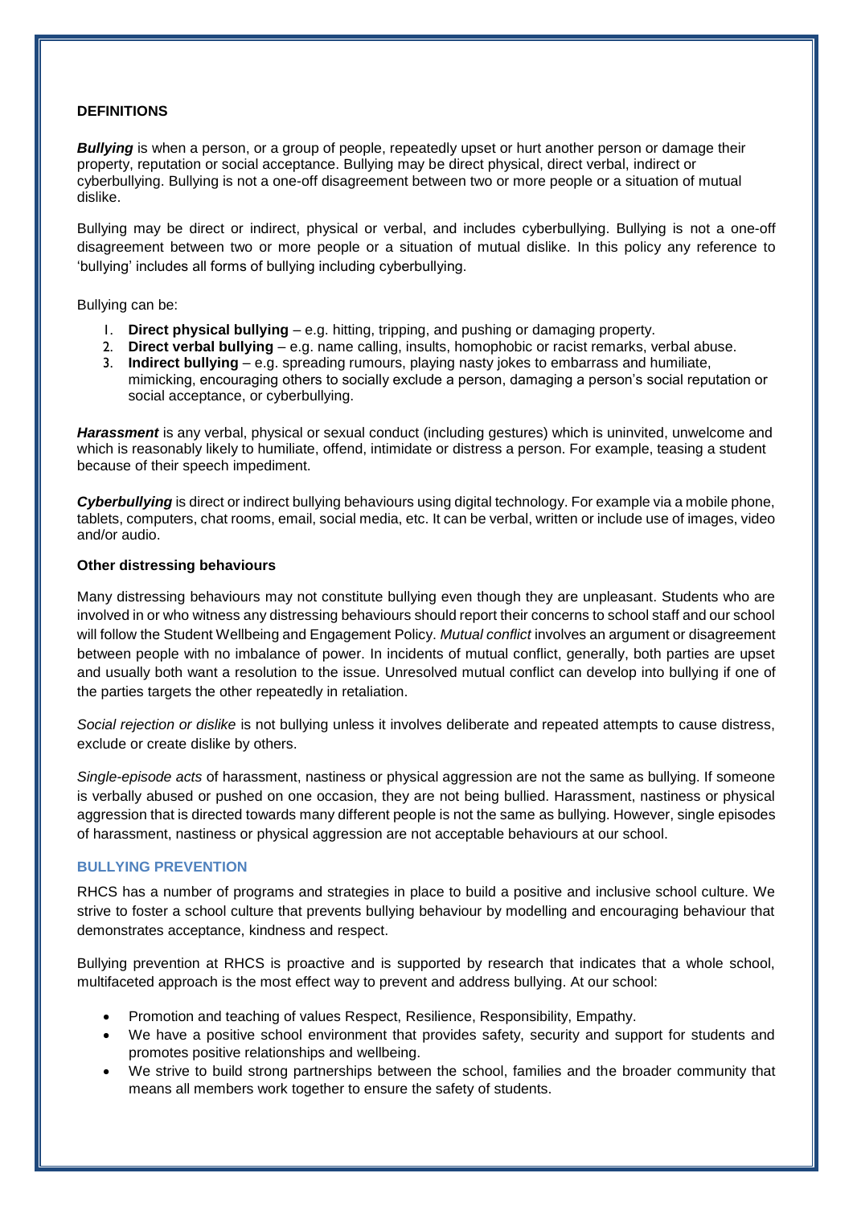**DEFINITIONS**

***Bullying*** is when a person, or a group of people, repeatedly upset or hurt another person or damage their property, reputation or social acceptance. Bullying may be direct physical, direct verbal, indirect or cyberbullying. Bullying is not a one-off disagreement between two or more people or a situation of mutual dislike.

Bullying may be direct or indirect, physical or verbal, and includes cyberbullying. Bullying is not a one-off disagreement between two or more people or a situation of mutual dislike. In this policy any reference to 'bullying' includes all forms of bullying including cyberbullying.

Bullying can be:

1. **Direct physical bullying** – e.g. hitting, tripping, and pushing or damaging property.
2. **Direct verbal bullying** – e.g. name calling, insults, homophobic or racist remarks, verbal abuse.
3. **Indirect bullying** – e.g. spreading rumours, playing nasty jokes to embarrass and humiliate, mimicking, encouraging others to socially exclude a person, damaging a person's social reputation or social acceptance, or cyberbullying.

***Harassment*** is any verbal, physical or sexual conduct (including gestures) which is uninvited, unwelcome and which is reasonably likely to humiliate, offend, intimidate or distress a person. For example, teasing a student because of their speech impediment.

***Cyberbullying*** is direct or indirect bullying behaviours using digital technology. For example via a mobile phone, tablets, computers, chat rooms, email, social media, etc. It can be verbal, written or include use of images, video and/or audio.

**Other distressing behaviours**

Many distressing behaviours may not constitute bullying even though they are unpleasant. Students who are involved in or who witness any distressing behaviours should report their concerns to school staff and our school will follow the Student Wellbeing and Engagement Policy. *Mutual conflict* involves an argument or disagreement between people with no imbalance of power. In incidents of mutual conflict, generally, both parties are upset and usually both want a resolution to the issue. Unresolved mutual conflict can develop into bullying if one of the parties targets the other repeatedly in retaliation.

*Social rejection or dislike* is not bullying unless it involves deliberate and repeated attempts to cause distress, exclude or create dislike by others.

*Single-episode acts* of harassment, nastiness or physical aggression are not the same as bullying. If someone is verbally abused or pushed on one occasion, they are not being bullied. Harassment, nastiness or physical aggression that is directed towards many different people is not the same as bullying. However, single episodes of harassment, nastiness or physical aggression are not acceptable behaviours at our school.

## BULLYING PREVENTION

RHCS has a number of programs and strategies in place to build a positive and inclusive school culture. We strive to foster a school culture that prevents bullying behaviour by modelling and encouraging behaviour that demonstrates acceptance, kindness and respect.

Bullying prevention at RHCS is proactive and is supported by research that indicates that a whole school, multifaceted approach is the most effect way to prevent and address bullying. At our school:

- Promotion and teaching of values Respect, Resilience, Responsibility, Empathy.
- We have a positive school environment that provides safety, security and support for students and promotes positive relationships and wellbeing.
- We strive to build strong partnerships between the school, families and the broader community that means all members work together to ensure the safety of students.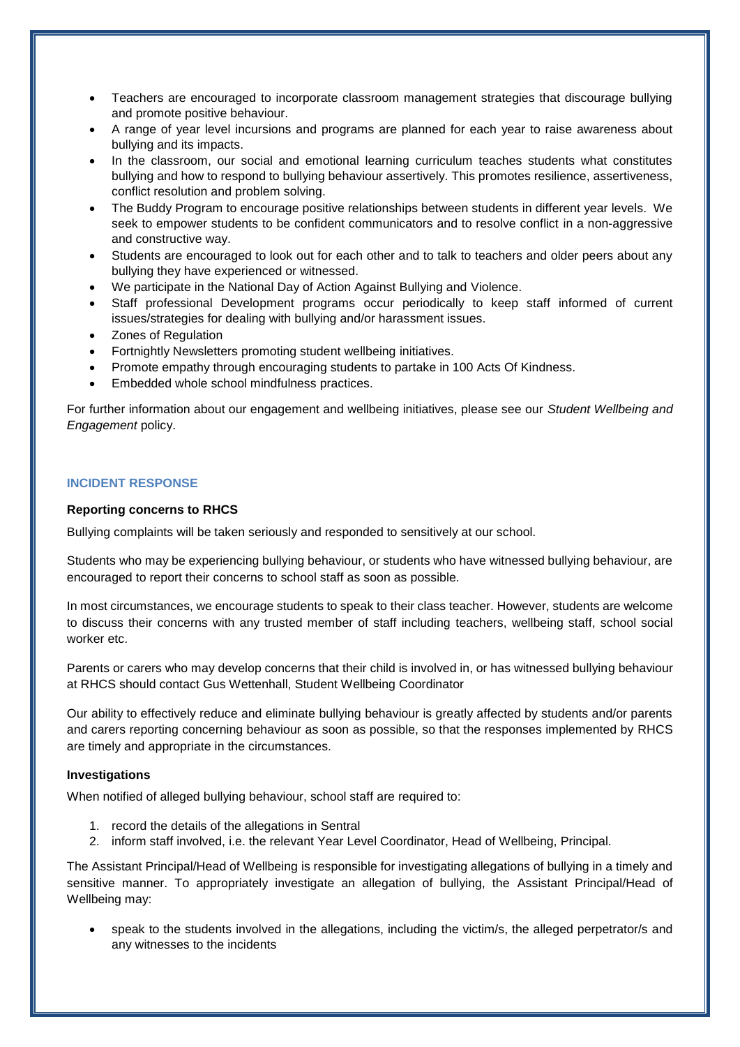- Teachers are encouraged to incorporate classroom management strategies that discourage bullying and promote positive behaviour.
- A range of year level incursions and programs are planned for each year to raise awareness about bullying and its impacts.
- In the classroom, our social and emotional learning curriculum teaches students what constitutes bullying and how to respond to bullying behaviour assertively. This promotes resilience, assertiveness, conflict resolution and problem solving.
- The Buddy Program to encourage positive relationships between students in different year levels. We seek to empower students to be confident communicators and to resolve conflict in a non-aggressive and constructive way.
- Students are encouraged to look out for each other and to talk to teachers and older peers about any bullying they have experienced or witnessed.
- We participate in the National Day of Action Against Bullying and Violence.
- Staff professional Development programs occur periodically to keep staff informed of current issues/strategies for dealing with bullying and/or harassment issues.
- Zones of Regulation
- Fortnightly Newsletters promoting student wellbeing initiatives.
- Promote empathy through encouraging students to partake in 100 Acts Of Kindness.
- Embedded whole school mindfulness practices.

For further information about our engagement and wellbeing initiatives, please see our *Student Wellbeing and Engagement* policy.

## INCIDENT RESPONSE

### Reporting concerns to RHCS

Bullying complaints will be taken seriously and responded to sensitively at our school.

Students who may be experiencing bullying behaviour, or students who have witnessed bullying behaviour, are encouraged to report their concerns to school staff as soon as possible.

In most circumstances, we encourage students to speak to their class teacher. However, students are welcome to discuss their concerns with any trusted member of staff including teachers, wellbeing staff, school social worker etc.

Parents or carers who may develop concerns that their child is involved in, or has witnessed bullying behaviour at RHCS should contact Gus Wettenhall, Student Wellbeing Coordinator

Our ability to effectively reduce and eliminate bullying behaviour is greatly affected by students and/or parents and carers reporting concerning behaviour as soon as possible, so that the responses implemented by RHCS are timely and appropriate in the circumstances.

### Investigations

When notified of alleged bullying behaviour, school staff are required to:

1. record the details of the allegations in Sentral
2. inform staff involved, i.e. the relevant Year Level Coordinator, Head of Wellbeing, Principal.

The Assistant Principal/Head of Wellbeing is responsible for investigating allegations of bullying in a timely and sensitive manner. To appropriately investigate an allegation of bullying, the Assistant Principal/Head of Wellbeing may:

- speak to the students involved in the allegations, including the victim/s, the alleged perpetrator/s and any witnesses to the incidents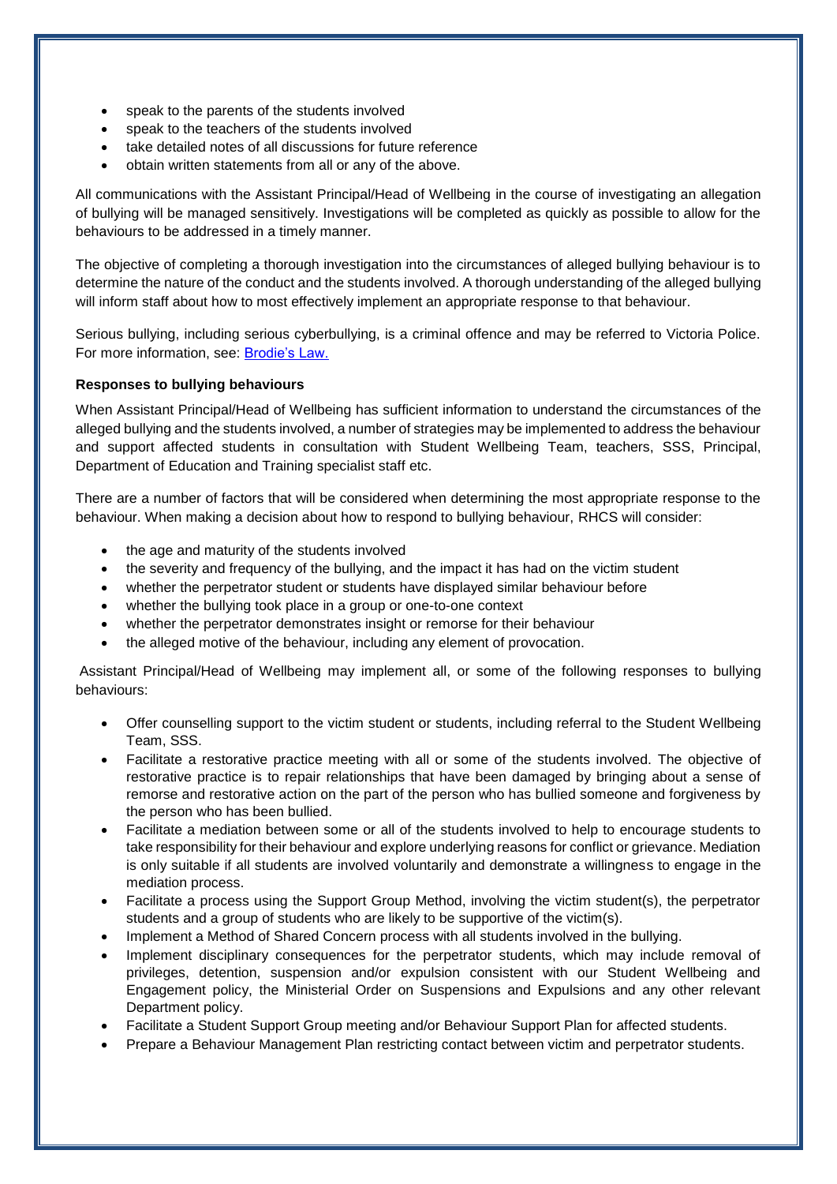- speak to the parents of the students involved
- speak to the teachers of the students involved
- take detailed notes of all discussions for future reference
- obtain written statements from all or any of the above.

All communications with the Assistant Principal/Head of Wellbeing in the course of investigating an allegation of bullying will be managed sensitively. Investigations will be completed as quickly as possible to allow for the behaviours to be addressed in a timely manner.

The objective of completing a thorough investigation into the circumstances of alleged bullying behaviour is to determine the nature of the conduct and the students involved. A thorough understanding of the alleged bullying will inform staff about how to most effectively implement an appropriate response to that behaviour.

Serious bullying, including serious cyberbullying, is a criminal offence and may be referred to Victoria Police. For more information, see: [Brodie's Law.]()

**Responses to bullying behaviours**

When Assistant Principal/Head of Wellbeing has sufficient information to understand the circumstances of the alleged bullying and the students involved, a number of strategies may be implemented to address the behaviour and support affected students in consultation with Student Wellbeing Team, teachers, SSS, Principal, Department of Education and Training specialist staff etc.

There are a number of factors that will be considered when determining the most appropriate response to the behaviour. When making a decision about how to respond to bullying behaviour, RHCS will consider:

- the age and maturity of the students involved
- the severity and frequency of the bullying, and the impact it has had on the victim student
- whether the perpetrator student or students have displayed similar behaviour before
- whether the bullying took place in a group or one-to-one context
- whether the perpetrator demonstrates insight or remorse for their behaviour
- the alleged motive of the behaviour, including any element of provocation.

Assistant Principal/Head of Wellbeing may implement all, or some of the following responses to bullying behaviours:

- Offer counselling support to the victim student or students, including referral to the Student Wellbeing Team, SSS.
- Facilitate a restorative practice meeting with all or some of the students involved. The objective of restorative practice is to repair relationships that have been damaged by bringing about a sense of remorse and restorative action on the part of the person who has bullied someone and forgiveness by the person who has been bullied.
- Facilitate a mediation between some or all of the students involved to help to encourage students to take responsibility for their behaviour and explore underlying reasons for conflict or grievance. Mediation is only suitable if all students are involved voluntarily and demonstrate a willingness to engage in the mediation process.
- Facilitate a process using the Support Group Method, involving the victim student(s), the perpetrator students and a group of students who are likely to be supportive of the victim(s).
- Implement a Method of Shared Concern process with all students involved in the bullying.
- Implement disciplinary consequences for the perpetrator students, which may include removal of privileges, detention, suspension and/or expulsion consistent with our Student Wellbeing and Engagement policy, the Ministerial Order on Suspensions and Expulsions and any other relevant Department policy.
- Facilitate a Student Support Group meeting and/or Behaviour Support Plan for affected students.
- Prepare a Behaviour Management Plan restricting contact between victim and perpetrator students.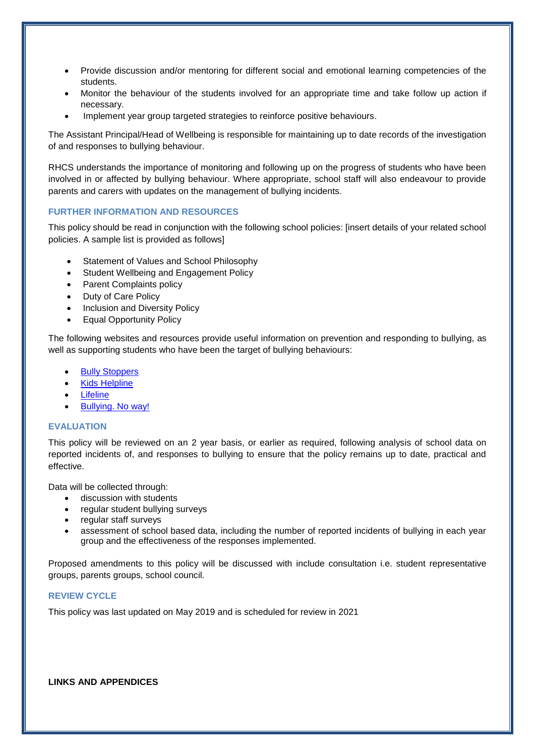- Provide discussion and/or mentoring for different social and emotional learning competencies of the students.
- Monitor the behaviour of the students involved for an appropriate time and take follow up action if necessary.
- Implement year group targeted strategies to reinforce positive behaviours.

The Assistant Principal/Head of Wellbeing is responsible for maintaining up to date records of the investigation of and responses to bullying behaviour.

RHCS understands the importance of monitoring and following up on the progress of students who have been involved in or affected by bullying behaviour. Where appropriate, school staff will also endeavour to provide parents and carers with updates on the management of bullying incidents.

### FURTHER INFORMATION AND RESOURCES

This policy should be read in conjunction with the following school policies: [insert details of your related school policies. A sample list is provided as follows]

- Statement of Values and School Philosophy
- Student Wellbeing and Engagement Policy
- Parent Complaints policy
- Duty of Care Policy
- Inclusion and Diversity Policy
- Equal Opportunity Policy

The following websites and resources provide useful information on prevention and responding to bullying, as well as supporting students who have been the target of bullying behaviours:

- Bully Stoppers
- Kids Helpline
- Lifeline
- Bullying. No way!

### EVALUATION

This policy will be reviewed on an 2 year basis, or earlier as required, following analysis of school data on reported incidents of, and responses to bullying to ensure that the policy remains up to date, practical and effective.

Data will be collected through:

- discussion with students
- regular student bullying surveys
- regular staff surveys
- assessment of school based data, including the number of reported incidents of bullying in each year group and the effectiveness of the responses implemented.

Proposed amendments to this policy will be discussed with include consultation i.e. student representative groups, parents groups, school council.

### REVIEW CYCLE

This policy was last updated on May 2019 and is scheduled for review in 2021

**LINKS AND APPENDICES**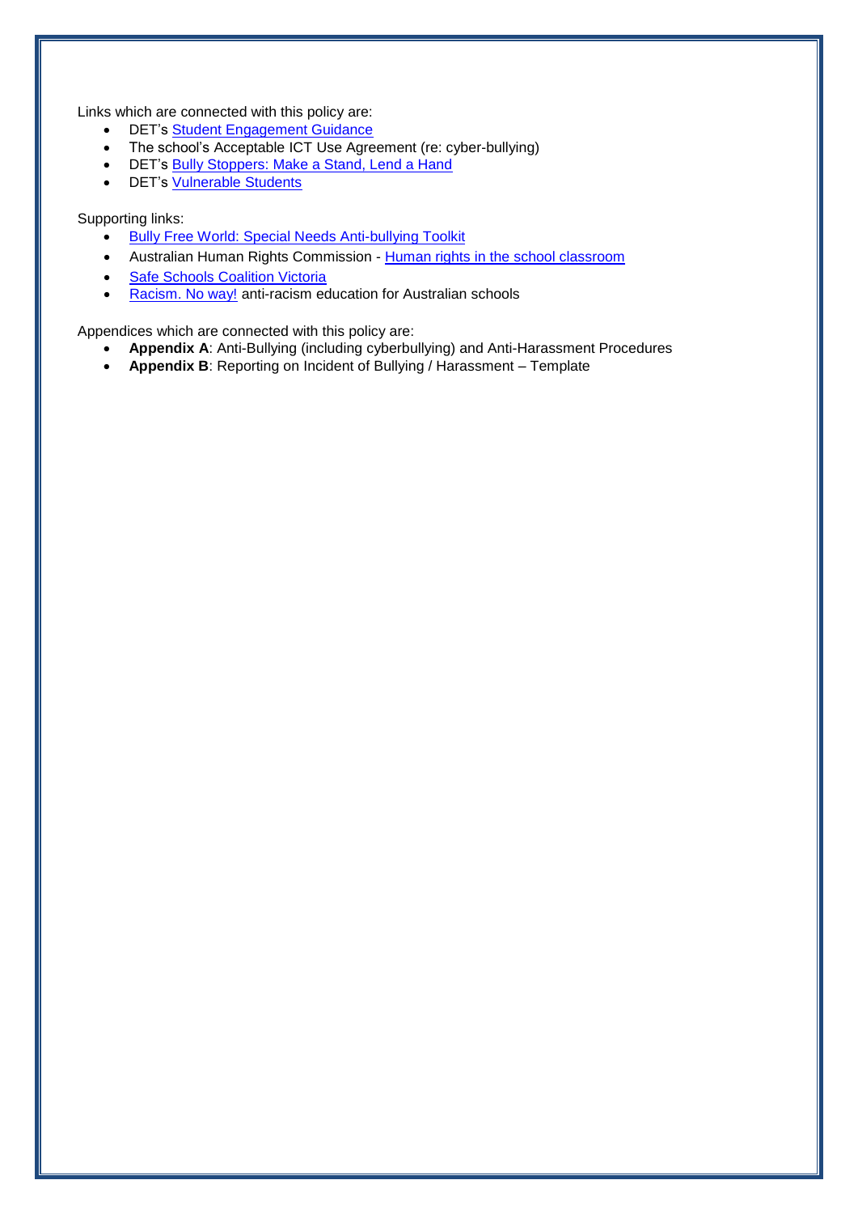Links which are connected with this policy are:

- DET's Student Engagement Guidance
- The school's Acceptable ICT Use Agreement (re: cyber-bullying)
- DET's Bully Stoppers: Make a Stand, Lend a Hand
- DET's Vulnerable Students

Supporting links:

- Bully Free World: Special Needs Anti-bullying Toolkit
- Australian Human Rights Commission - Human rights in the school classroom
- Safe Schools Coalition Victoria
- Racism. No way! anti-racism education for Australian schools

Appendices which are connected with this policy are:

- **Appendix A**: Anti-Bullying (including cyberbullying) and Anti-Harassment Procedures
- **Appendix B**: Reporting on Incident of Bullying / Harassment – Template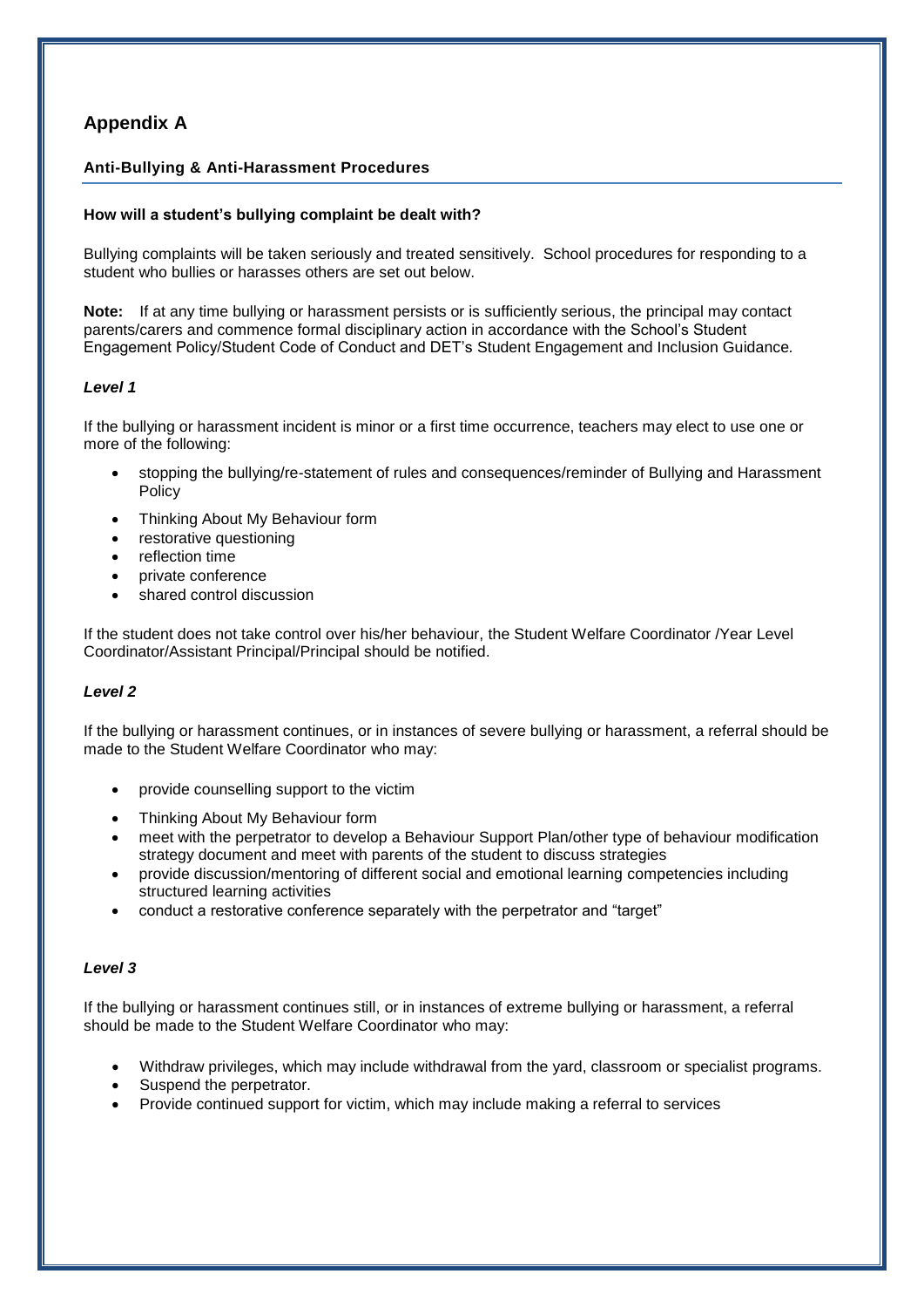# Appendix A

## Anti-Bullying & Anti-Harassment Procedures

### How will a student's bullying complaint be dealt with?

Bullying complaints will be taken seriously and treated sensitively. School procedures for responding to a student who bullies or harasses others are set out below.

**Note:** If at any time bullying or harassment persists or is sufficiently serious, the principal may contact parents/carers and commence formal disciplinary action in accordance with the School's Student Engagement Policy/Student Code of Conduct and DET's Student Engagement and Inclusion Guidance.

#### *Level 1*

If the bullying or harassment incident is minor or a first time occurrence, teachers may elect to use one or more of the following:

- stopping the bullying/re-statement of rules and consequences/reminder of Bullying and Harassment Policy
- Thinking About My Behaviour form
- restorative questioning
- reflection time
- private conference
- shared control discussion

If the student does not take control over his/her behaviour, the Student Welfare Coordinator /Year Level Coordinator/Assistant Principal/Principal should be notified.

#### *Level 2*

If the bullying or harassment continues, or in instances of severe bullying or harassment, a referral should be made to the Student Welfare Coordinator who may:

- provide counselling support to the victim
- Thinking About My Behaviour form
- meet with the perpetrator to develop a Behaviour Support Plan/other type of behaviour modification strategy document and meet with parents of the student to discuss strategies
- provide discussion/mentoring of different social and emotional learning competencies including structured learning activities
- conduct a restorative conference separately with the perpetrator and "target"

#### *Level 3*

If the bullying or harassment continues still, or in instances of extreme bullying or harassment, a referral should be made to the Student Welfare Coordinator who may:

- Withdraw privileges, which may include withdrawal from the yard, classroom or specialist programs.
- Suspend the perpetrator.
- Provide continued support for victim, which may include making a referral to services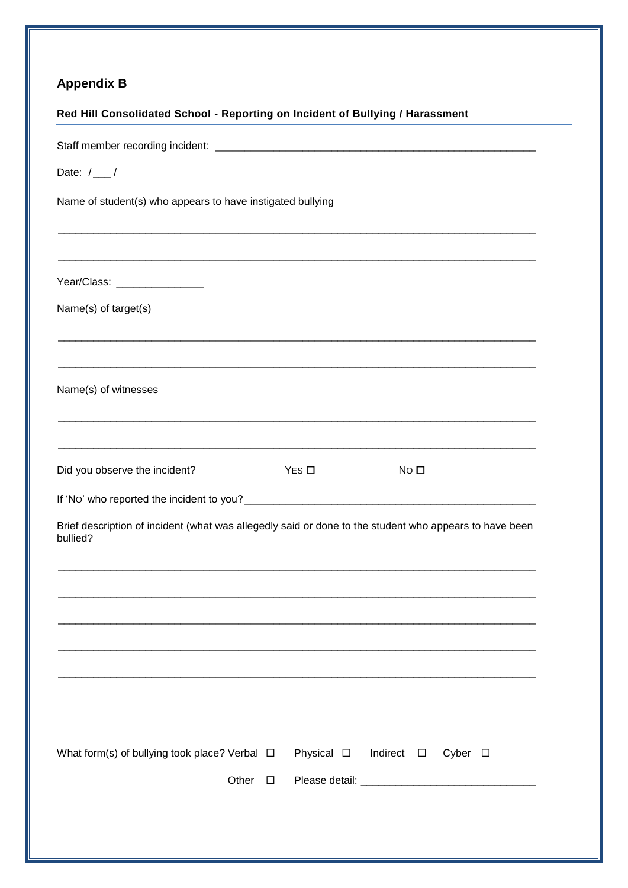## Appendix B

**Red Hill Consolidated School - Reporting on Incident of Bullying / Harassment**

Staff member recording incident: ______________________________________________________

Date: /___ /

Name of student(s) who appears to have instigated bullying

_______________________________________________________________________________

_______________________________________________________________________________

Year/Class: _______________

Name(s) of target(s)

_______________________________________________________________________________

_______________________________________________________________________________

Name(s) of witnesses

_______________________________________________________________________________

_______________________________________________________________________________

Did you observe the incident? YES ☐ NO ☐

If 'NO' who reported the incident to you?__________________________________________________

Brief description of incident (what was allegedly said or done to the student who appears to have been bullied?

_______________________________________________________________________________

_______________________________________________________________________________

_______________________________________________________________________________

_______________________________________________________________________________

_______________________________________________________________________________

What form(s) of bullying took place? Verbal ☐ Physical ☐ Indirect ☐ Cyber ☐

Other ☐ Please detail: ______________________________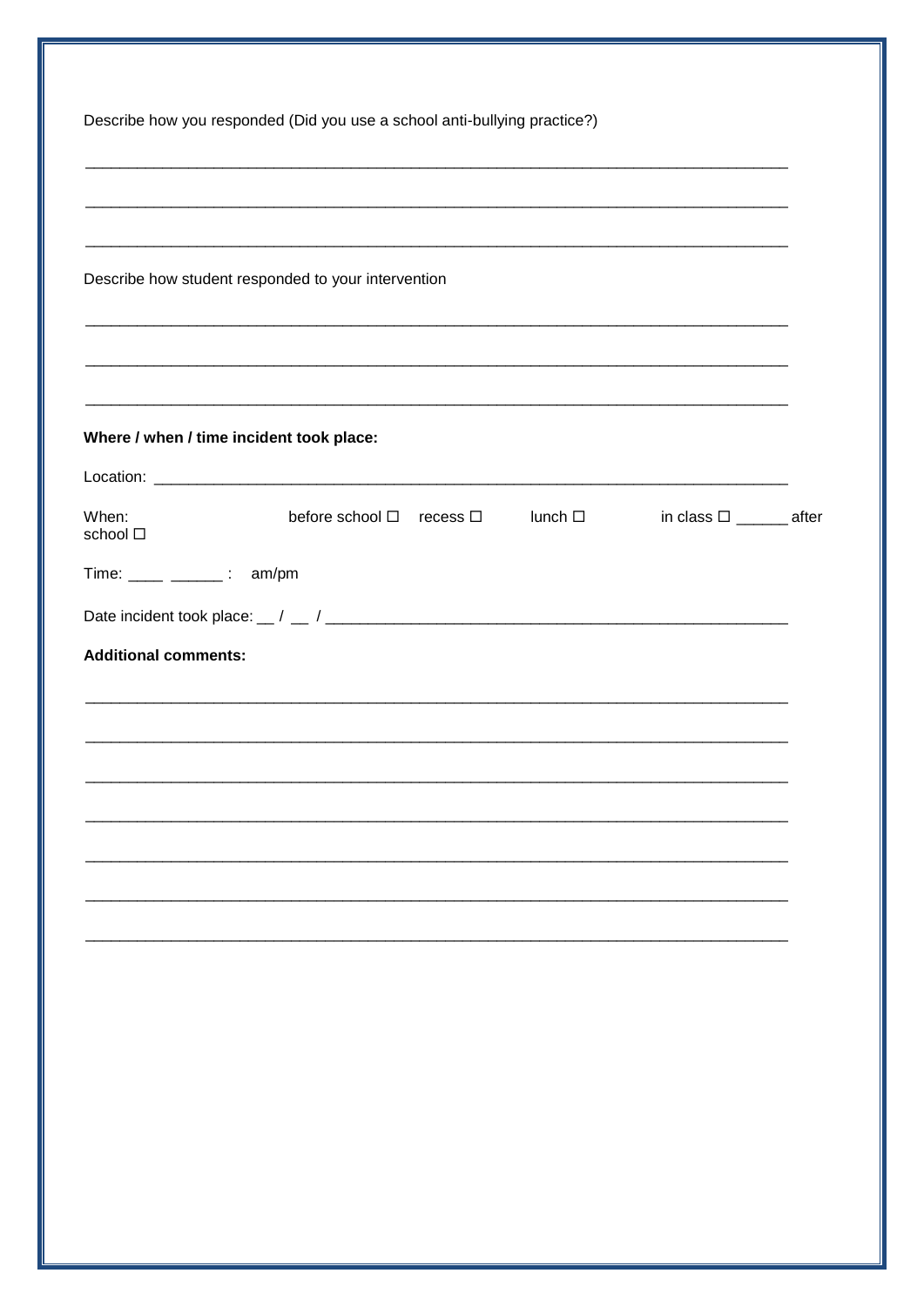Describe how you responded (Did you use a school anti-bullying practice?)

______________________________________________________________________________

______________________________________________________________________________

______________________________________________________________________________

Describe how student responded to your intervention

______________________________________________________________________________

______________________________________________________________________________

______________________________________________________________________________

**Where / when / time incident took place:**

Location: ______________________________________________________________________

When: before school ☐ recess ☐ lunch ☐ in class ☐ ______ after school ☐

Time: ____ ______ : am/pm

Date incident took place: __ / __ / ____________________________________________________

**Additional comments:**

______________________________________________________________________________

______________________________________________________________________________

______________________________________________________________________________

______________________________________________________________________________

______________________________________________________________________________

______________________________________________________________________________

______________________________________________________________________________